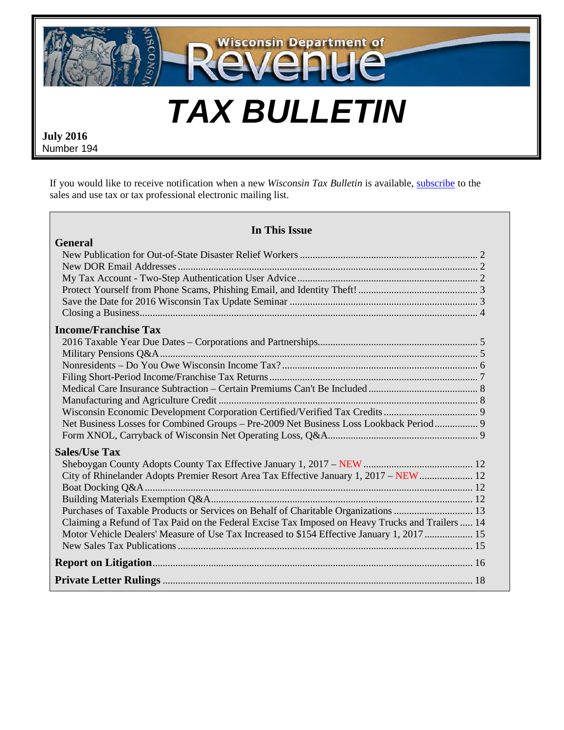Wisconsin Department of Revenue

# TAX BULLETIN

**July 2016**
Number 194

If you would like to receive notification when a new *Wisconsin Tax Bulletin* is available, subscribe to the sales and use tax or tax professional electronic mailing list.

## In This Issue

**General**

- New Publication for Out-of-State Disaster Relief Workers ..... 2
- New DOR Email Addresses ..... 2
- My Tax Account - Two-Step Authentication User Advice ..... 2
- Protect Yourself from Phone Scams, Phishing Email, and Identity Theft! ..... 3
- Save the Date for 2016 Wisconsin Tax Update Seminar ..... 3
- Closing a Business ..... 4

**Income/Franchise Tax**

- 2016 Taxable Year Due Dates – Corporations and Partnerships ..... 5
- Military Pensions Q&A ..... 5
- Nonresidents – Do You Owe Wisconsin Income Tax? ..... 6
- Filing Short-Period Income/Franchise Tax Returns ..... 7
- Medical Care Insurance Subtraction – Certain Premiums Can't Be Included ..... 8
- Manufacturing and Agriculture Credit ..... 8
- Wisconsin Economic Development Corporation Certified/Verified Tax Credits ..... 9
- Net Business Losses for Combined Groups – Pre-2009 Net Business Loss Lookback Period ..... 9
- Form XNOL, Carryback of Wisconsin Net Operating Loss, Q&A ..... 9

**Sales/Use Tax**

- Sheboygan County Adopts County Tax Effective January 1, 2017 – NEW ..... 12
- City of Rhinelander Adopts Premier Resort Area Tax Effective January 1, 2017 – NEW ..... 12
- Boat Docking Q&A ..... 12
- Building Materials Exemption Q&A ..... 12
- Purchases of Taxable Products or Services on Behalf of Charitable Organizations ..... 13
- Claiming a Refund of Tax Paid on the Federal Excise Tax Imposed on Heavy Trucks and Trailers ..... 14
- Motor Vehicle Dealers' Measure of Use Tax Increased to $154 Effective January 1, 2017 ..... 15
- New Sales Tax Publications ..... 15

**Report on Litigation** ..... 16

**Private Letter Rulings** ..... 18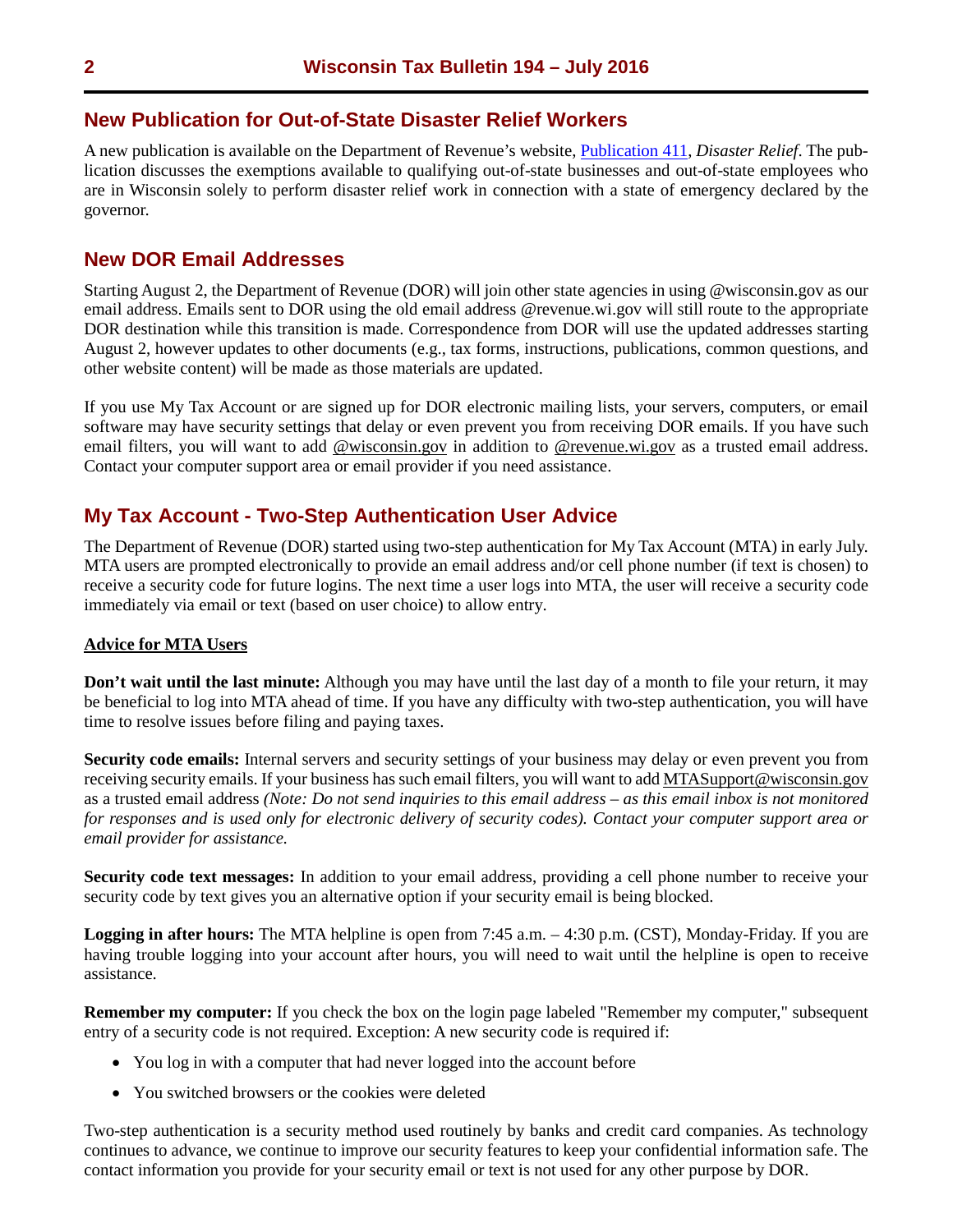## New Publication for Out-of-State Disaster Relief Workers

A new publication is available on the Department of Revenue's website, Publication 411, *Disaster Relief*. The publication discusses the exemptions available to qualifying out-of-state businesses and out-of-state employees who are in Wisconsin solely to perform disaster relief work in connection with a state of emergency declared by the governor.

## New DOR Email Addresses

Starting August 2, the Department of Revenue (DOR) will join other state agencies in using @wisconsin.gov as our email address. Emails sent to DOR using the old email address @revenue.wi.gov will still route to the appropriate DOR destination while this transition is made. Correspondence from DOR will use the updated addresses starting August 2, however updates to other documents (e.g., tax forms, instructions, publications, common questions, and other website content) will be made as those materials are updated.

If you use My Tax Account or are signed up for DOR electronic mailing lists, your servers, computers, or email software may have security settings that delay or even prevent you from receiving DOR emails. If you have such email filters, you will want to add @wisconsin.gov in addition to @revenue.wi.gov as a trusted email address. Contact your computer support area or email provider if you need assistance.

## My Tax Account - Two-Step Authentication User Advice

The Department of Revenue (DOR) started using two-step authentication for My Tax Account (MTA) in early July. MTA users are prompted electronically to provide an email address and/or cell phone number (if text is chosen) to receive a security code for future logins. The next time a user logs into MTA, the user will receive a security code immediately via email or text (based on user choice) to allow entry.

**Advice for MTA Users**

**Don't wait until the last minute:** Although you may have until the last day of a month to file your return, it may be beneficial to log into MTA ahead of time. If you have any difficulty with two-step authentication, you will have time to resolve issues before filing and paying taxes.

**Security code emails:** Internal servers and security settings of your business may delay or even prevent you from receiving security emails. If your business has such email filters, you will want to add MTASupport@wisconsin.gov as a trusted email address *(Note: Do not send inquiries to this email address – as this email inbox is not monitored for responses and is used only for electronic delivery of security codes). Contact your computer support area or email provider for assistance.*

**Security code text messages:** In addition to your email address, providing a cell phone number to receive your security code by text gives you an alternative option if your security email is being blocked.

**Logging in after hours:** The MTA helpline is open from 7:45 a.m. – 4:30 p.m. (CST), Monday-Friday. If you are having trouble logging into your account after hours, you will need to wait until the helpline is open to receive assistance.

**Remember my computer:** If you check the box on the login page labeled "Remember my computer," subsequent entry of a security code is not required. Exception: A new security code is required if:

- You log in with a computer that had never logged into the account before
- You switched browsers or the cookies were deleted

Two-step authentication is a security method used routinely by banks and credit card companies. As technology continues to advance, we continue to improve our security features to keep your confidential information safe. The contact information you provide for your security email or text is not used for any other purpose by DOR.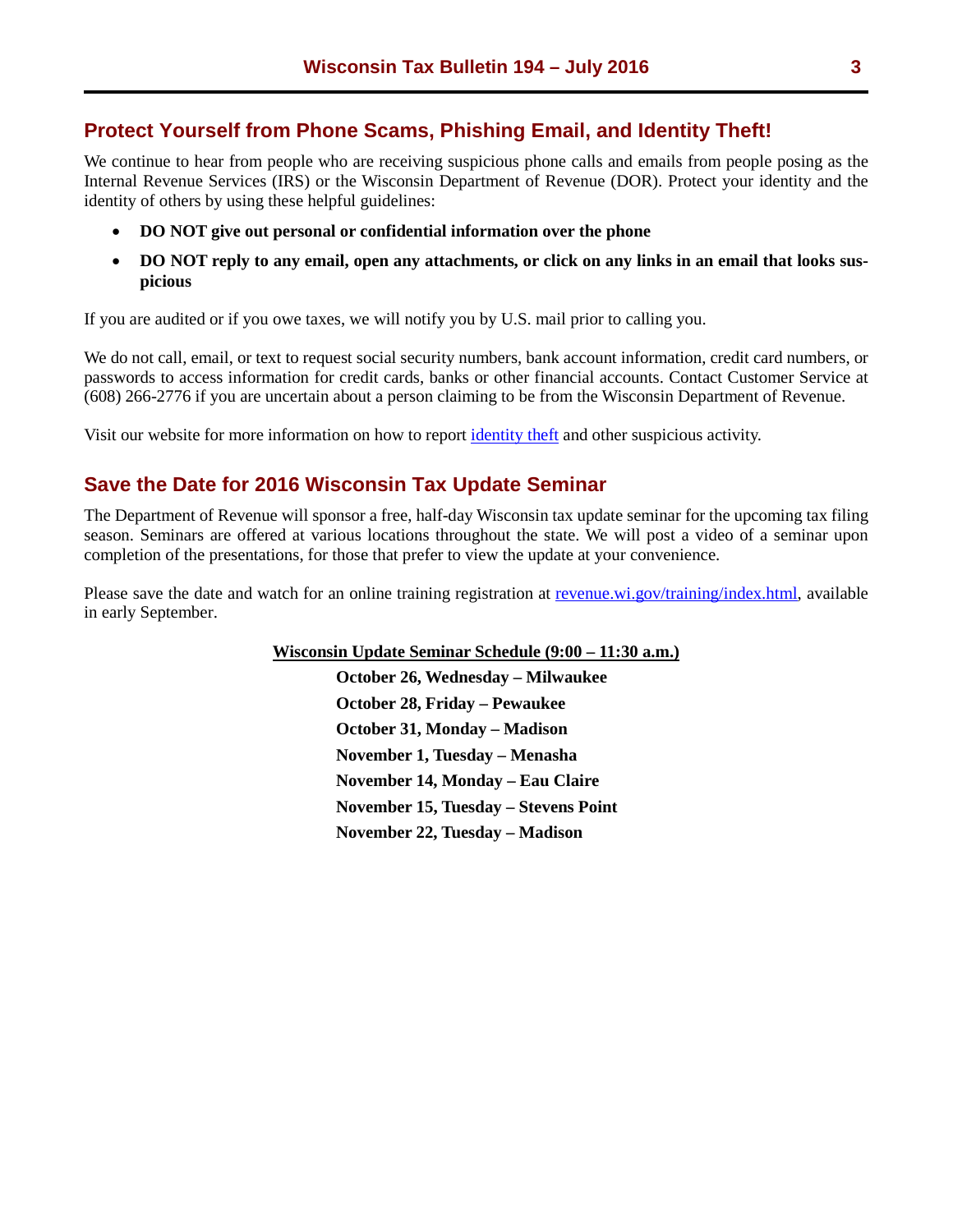## Protect Yourself from Phone Scams, Phishing Email, and Identity Theft!

We continue to hear from people who are receiving suspicious phone calls and emails from people posing as the Internal Revenue Services (IRS) or the Wisconsin Department of Revenue (DOR). Protect your identity and the identity of others by using these helpful guidelines:

- **DO NOT give out personal or confidential information over the phone**
- **DO NOT reply to any email, open any attachments, or click on any links in an email that looks suspicious**

If you are audited or if you owe taxes, we will notify you by U.S. mail prior to calling you.

We do not call, email, or text to request social security numbers, bank account information, credit card numbers, or passwords to access information for credit cards, banks or other financial accounts. Contact Customer Service at (608) 266-2776 if you are uncertain about a person claiming to be from the Wisconsin Department of Revenue.

Visit our website for more information on how to report identity theft and other suspicious activity.

## Save the Date for 2016 Wisconsin Tax Update Seminar

The Department of Revenue will sponsor a free, half-day Wisconsin tax update seminar for the upcoming tax filing season. Seminars are offered at various locations throughout the state. We will post a video of a seminar upon completion of the presentations, for those that prefer to view the update at your convenience.

Please save the date and watch for an online training registration at revenue.wi.gov/training/index.html, available in early September.

**Wisconsin Update Seminar Schedule (9:00 – 11:30 a.m.)**

**October 26, Wednesday – Milwaukee**

**October 28, Friday – Pewaukee**

**October 31, Monday – Madison**

**November 1, Tuesday – Menasha**

**November 14, Monday – Eau Claire**

**November 15, Tuesday – Stevens Point**

**November 22, Tuesday – Madison**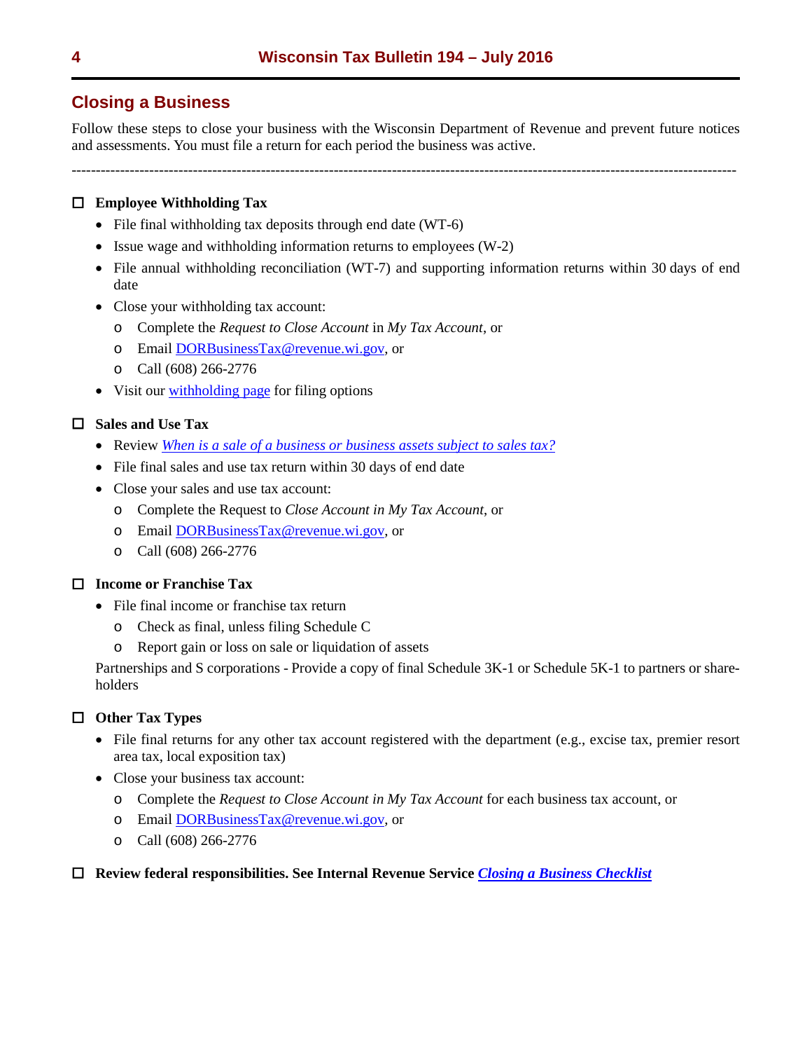## Closing a Business

Follow these steps to close your business with the Wisconsin Department of Revenue and prevent future notices and assessments. You must file a return for each period the business was active.

---

☐ **Employee Withholding Tax**

- File final withholding tax deposits through end date (WT-6)
- Issue wage and withholding information returns to employees (W-2)
- File annual withholding reconciliation (WT-7) and supporting information returns within 30 days of end date
- Close your withholding tax account:
  - Complete the *Request to Close Account* in *My Tax Account*, or
  - Email DORBusinessTax@revenue.wi.gov, or
  - Call (608) 266-2776
- Visit our withholding page for filing options

☐ **Sales and Use Tax**

- Review *When is a sale of a business or business assets subject to sales tax?*
- File final sales and use tax return within 30 days of end date
- Close your sales and use tax account:
  - Complete the Request to *Close Account in My Tax Account*, or
  - Email DORBusinessTax@revenue.wi.gov, or
  - Call (608) 266-2776

☐ **Income or Franchise Tax**

- File final income or franchise tax return
  - Check as final, unless filing Schedule C
  - Report gain or loss on sale or liquidation of assets

Partnerships and S corporations - Provide a copy of final Schedule 3K-1 or Schedule 5K-1 to partners or shareholders

☐ **Other Tax Types**

- File final returns for any other tax account registered with the department (e.g., excise tax, premier resort area tax, local exposition tax)
- Close your business tax account:
  - Complete the *Request to Close Account in My Tax Account* for each business tax account, or
  - Email DORBusinessTax@revenue.wi.gov, or
  - Call (608) 266-2776

☐ **Review federal responsibilities. See Internal Revenue Service *Closing a Business Checklist***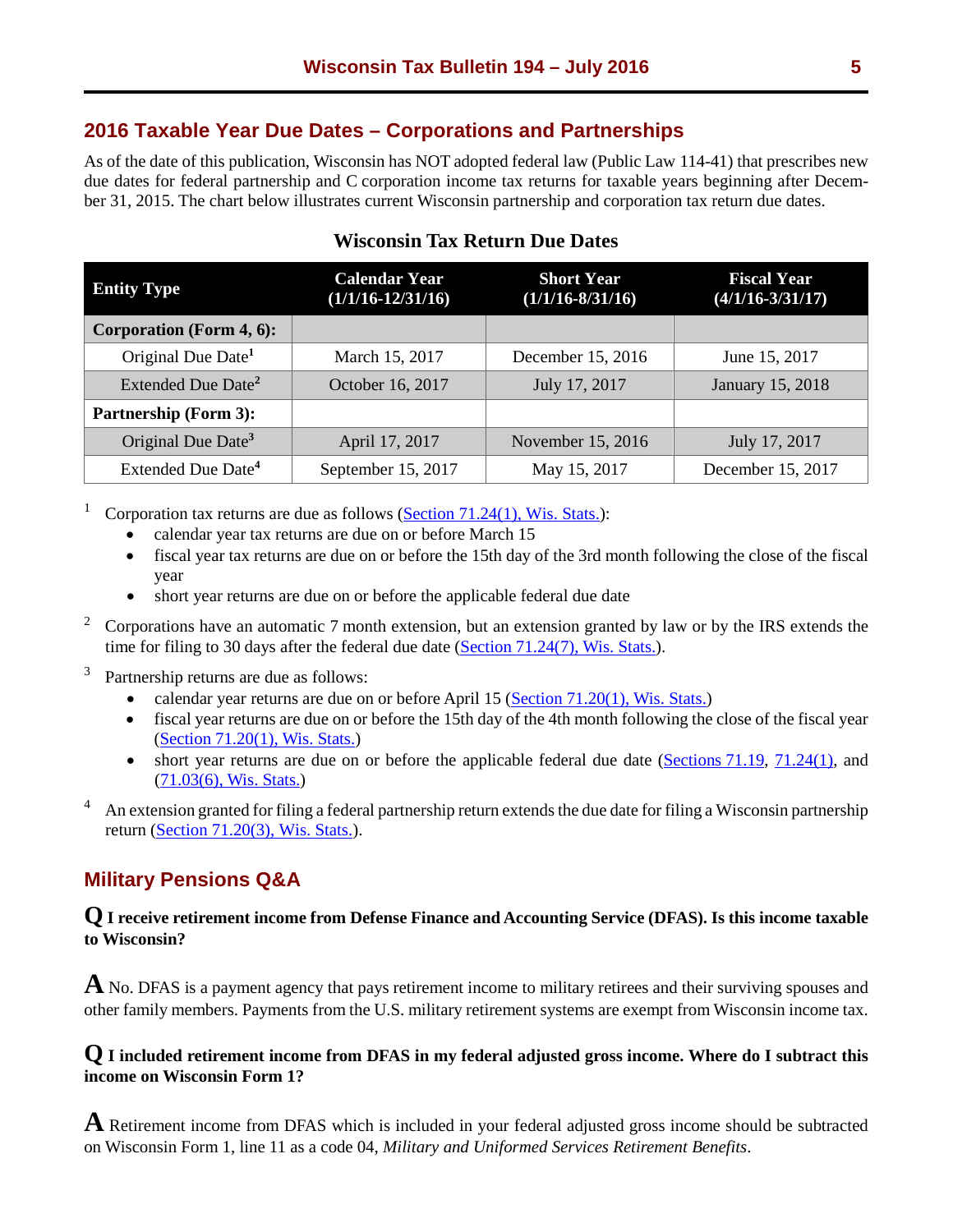## 2016 Taxable Year Due Dates – Corporations and Partnerships

As of the date of this publication, Wisconsin has NOT adopted federal law (Public Law 114-41) that prescribes new due dates for federal partnership and C corporation income tax returns for taxable years beginning after December 31, 2015. The chart below illustrates current Wisconsin partnership and corporation tax return due dates.

### Wisconsin Tax Return Due Dates

| Entity Type | Calendar Year (1/1/16-12/31/16) | Short Year (1/1/16-8/31/16) | Fiscal Year (4/1/16-3/31/17) |
|---|---|---|---|
| **Corporation (Form 4, 6):** | | | |
| Original Due Date[1] | March 15, 2017 | December 15, 2016 | June 15, 2017 |
| Extended Due Date[2] | October 16, 2017 | July 17, 2017 | January 15, 2018 |
| **Partnership (Form 3):** | | | |
| Original Due Date[3] | April 17, 2017 | November 15, 2016 | July 17, 2017 |
| Extended Due Date[4] | September 15, 2017 | May 15, 2017 | December 15, 2017 |

[1] Corporation tax returns are due as follows (Section 71.24(1), Wis. Stats.):

- calendar year tax returns are due on or before March 15
- fiscal year tax returns are due on or before the 15th day of the 3rd month following the close of the fiscal year
- short year returns are due on or before the applicable federal due date

[2] Corporations have an automatic 7 month extension, but an extension granted by law or by the IRS extends the time for filing to 30 days after the federal due date (Section 71.24(7), Wis. Stats.).

[3] Partnership returns are due as follows:

- calendar year returns are due on or before April 15 (Section 71.20(1), Wis. Stats.)
- fiscal year returns are due on or before the 15th day of the 4th month following the close of the fiscal year (Section 71.20(1), Wis. Stats.)
- short year returns are due on or before the applicable federal due date (Sections 71.19, 71.24(1), and (71.03(6), Wis. Stats.)

[4] An extension granted for filing a federal partnership return extends the due date for filing a Wisconsin partnership return (Section 71.20(3), Wis. Stats.).

## Military Pensions Q&A

**Q I receive retirement income from Defense Finance and Accounting Service (DFAS). Is this income taxable to Wisconsin?**

**A** No. DFAS is a payment agency that pays retirement income to military retirees and their surviving spouses and other family members. Payments from the U.S. military retirement systems are exempt from Wisconsin income tax.

**Q I included retirement income from DFAS in my federal adjusted gross income. Where do I subtract this income on Wisconsin Form 1?**

**A** Retirement income from DFAS which is included in your federal adjusted gross income should be subtracted on Wisconsin Form 1, line 11 as a code 04, *Military and Uniformed Services Retirement Benefits*.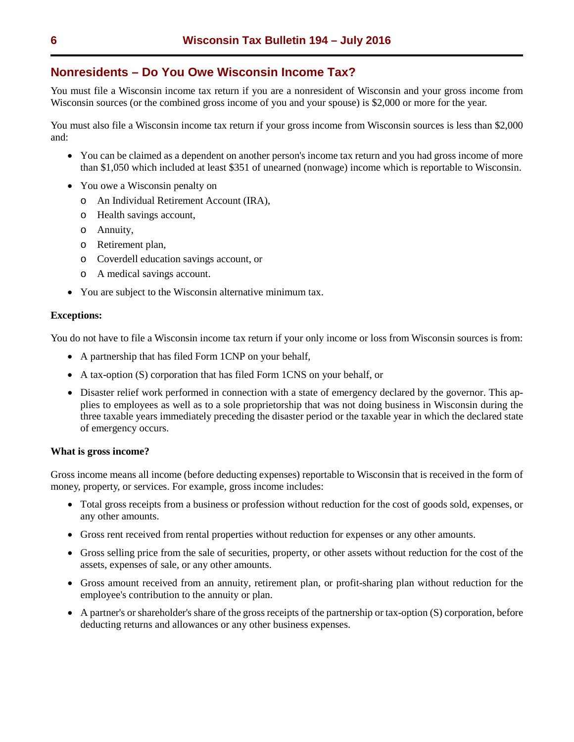## Nonresidents – Do You Owe Wisconsin Income Tax?

You must file a Wisconsin income tax return if you are a nonresident of Wisconsin and your gross income from Wisconsin sources (or the combined gross income of you and your spouse) is $2,000 or more for the year.

You must also file a Wisconsin income tax return if your gross income from Wisconsin sources is less than $2,000 and:

- You can be claimed as a dependent on another person's income tax return and you had gross income of more than $1,050 which included at least $351 of unearned (nonwage) income which is reportable to Wisconsin.
- You owe a Wisconsin penalty on
  - An Individual Retirement Account (IRA),
  - Health savings account,
  - Annuity,
  - Retirement plan,
  - Coverdell education savings account, or
  - A medical savings account.
- You are subject to the Wisconsin alternative minimum tax.

**Exceptions:**

You do not have to file a Wisconsin income tax return if your only income or loss from Wisconsin sources is from:

- A partnership that has filed Form 1CNP on your behalf,
- A tax-option (S) corporation that has filed Form 1CNS on your behalf, or
- Disaster relief work performed in connection with a state of emergency declared by the governor. This applies to employees as well as to a sole proprietorship that was not doing business in Wisconsin during the three taxable years immediately preceding the disaster period or the taxable year in which the declared state of emergency occurs.

**What is gross income?**

Gross income means all income (before deducting expenses) reportable to Wisconsin that is received in the form of money, property, or services. For example, gross income includes:

- Total gross receipts from a business or profession without reduction for the cost of goods sold, expenses, or any other amounts.
- Gross rent received from rental properties without reduction for expenses or any other amounts.
- Gross selling price from the sale of securities, property, or other assets without reduction for the cost of the assets, expenses of sale, or any other amounts.
- Gross amount received from an annuity, retirement plan, or profit-sharing plan without reduction for the employee's contribution to the annuity or plan.
- A partner's or shareholder's share of the gross receipts of the partnership or tax-option (S) corporation, before deducting returns and allowances or any other business expenses.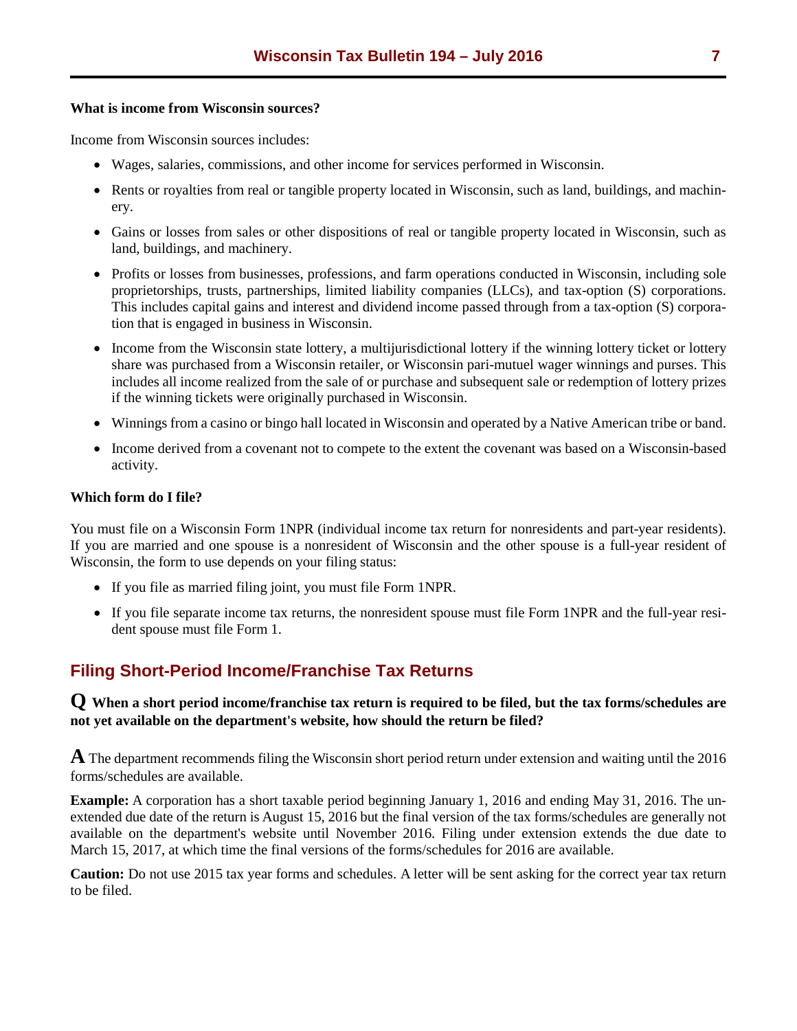**What is income from Wisconsin sources?**

Income from Wisconsin sources includes:

- Wages, salaries, commissions, and other income for services performed in Wisconsin.
- Rents or royalties from real or tangible property located in Wisconsin, such as land, buildings, and machinery.
- Gains or losses from sales or other dispositions of real or tangible property located in Wisconsin, such as land, buildings, and machinery.
- Profits or losses from businesses, professions, and farm operations conducted in Wisconsin, including sole proprietorships, trusts, partnerships, limited liability companies (LLCs), and tax-option (S) corporations. This includes capital gains and interest and dividend income passed through from a tax-option (S) corporation that is engaged in business in Wisconsin.
- Income from the Wisconsin state lottery, a multijurisdictional lottery if the winning lottery ticket or lottery share was purchased from a Wisconsin retailer, or Wisconsin pari-mutuel wager winnings and purses. This includes all income realized from the sale of or purchase and subsequent sale or redemption of lottery prizes if the winning tickets were originally purchased in Wisconsin.
- Winnings from a casino or bingo hall located in Wisconsin and operated by a Native American tribe or band.
- Income derived from a covenant not to compete to the extent the covenant was based on a Wisconsin-based activity.

**Which form do I file?**

You must file on a Wisconsin Form 1NPR (individual income tax return for nonresidents and part-year residents). If you are married and one spouse is a nonresident of Wisconsin and the other spouse is a full-year resident of Wisconsin, the form to use depends on your filing status:

- If you file as married filing joint, you must file Form 1NPR.
- If you file separate income tax returns, the nonresident spouse must file Form 1NPR and the full-year resident spouse must file Form 1.

## Filing Short-Period Income/Franchise Tax Returns

**Q When a short period income/franchise tax return is required to be filed, but the tax forms/schedules are not yet available on the department's website, how should the return be filed?**

**A** The department recommends filing the Wisconsin short period return under extension and waiting until the 2016 forms/schedules are available.

**Example:** A corporation has a short taxable period beginning January 1, 2016 and ending May 31, 2016. The unextended due date of the return is August 15, 2016 but the final version of the tax forms/schedules are generally not available on the department's website until November 2016. Filing under extension extends the due date to March 15, 2017, at which time the final versions of the forms/schedules for 2016 are available.

**Caution:** Do not use 2015 tax year forms and schedules. A letter will be sent asking for the correct year tax return to be filed.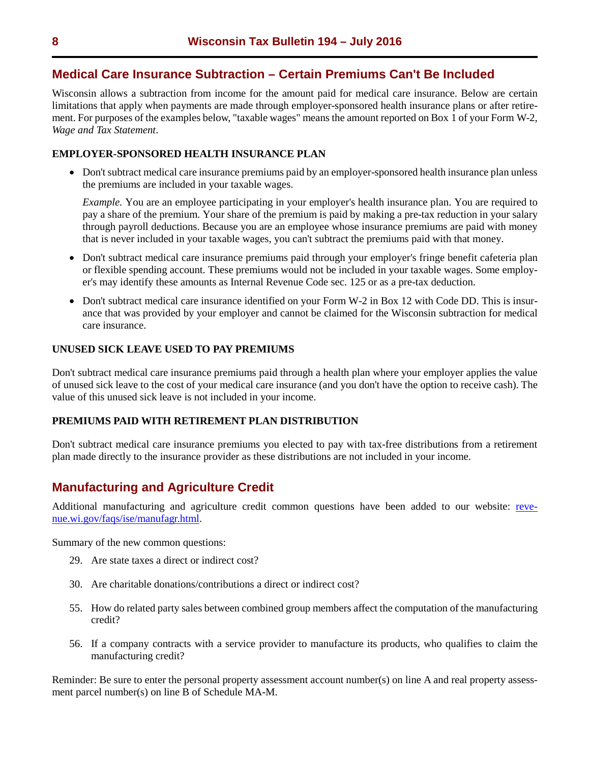## Medical Care Insurance Subtraction – Certain Premiums Can't Be Included

Wisconsin allows a subtraction from income for the amount paid for medical care insurance. Below are certain limitations that apply when payments are made through employer-sponsored health insurance plans or after retirement. For purposes of the examples below, "taxable wages" means the amount reported on Box 1 of your Form W-2, *Wage and Tax Statement*.

**EMPLOYER-SPONSORED HEALTH INSURANCE PLAN**

- Don't subtract medical care insurance premiums paid by an employer-sponsored health insurance plan unless the premiums are included in your taxable wages.

  *Example.* You are an employee participating in your employer's health insurance plan. You are required to pay a share of the premium. Your share of the premium is paid by making a pre-tax reduction in your salary through payroll deductions. Because you are an employee whose insurance premiums are paid with money that is never included in your taxable wages, you can't subtract the premiums paid with that money.

- Don't subtract medical care insurance premiums paid through your employer's fringe benefit cafeteria plan or flexible spending account. These premiums would not be included in your taxable wages. Some employer's may identify these amounts as Internal Revenue Code sec. 125 or as a pre-tax deduction.

- Don't subtract medical care insurance identified on your Form W-2 in Box 12 with Code DD. This is insurance that was provided by your employer and cannot be claimed for the Wisconsin subtraction for medical care insurance.

**UNUSED SICK LEAVE USED TO PAY PREMIUMS**

Don't subtract medical care insurance premiums paid through a health plan where your employer applies the value of unused sick leave to the cost of your medical care insurance (and you don't have the option to receive cash). The value of this unused sick leave is not included in your income.

**PREMIUMS PAID WITH RETIREMENT PLAN DISTRIBUTION**

Don't subtract medical care insurance premiums you elected to pay with tax-free distributions from a retirement plan made directly to the insurance provider as these distributions are not included in your income.

## Manufacturing and Agriculture Credit

Additional manufacturing and agriculture credit common questions have been added to our website: [revenue.wi.gov/faqs/ise/manufagr.html](revenue.wi.gov/faqs/ise/manufagr.html).

Summary of the new common questions:

29. Are state taxes a direct or indirect cost?

30. Are charitable donations/contributions a direct or indirect cost?

55. How do related party sales between combined group members affect the computation of the manufacturing credit?

56. If a company contracts with a service provider to manufacture its products, who qualifies to claim the manufacturing credit?

Reminder: Be sure to enter the personal property assessment account number(s) on line A and real property assessment parcel number(s) on line B of Schedule MA-M.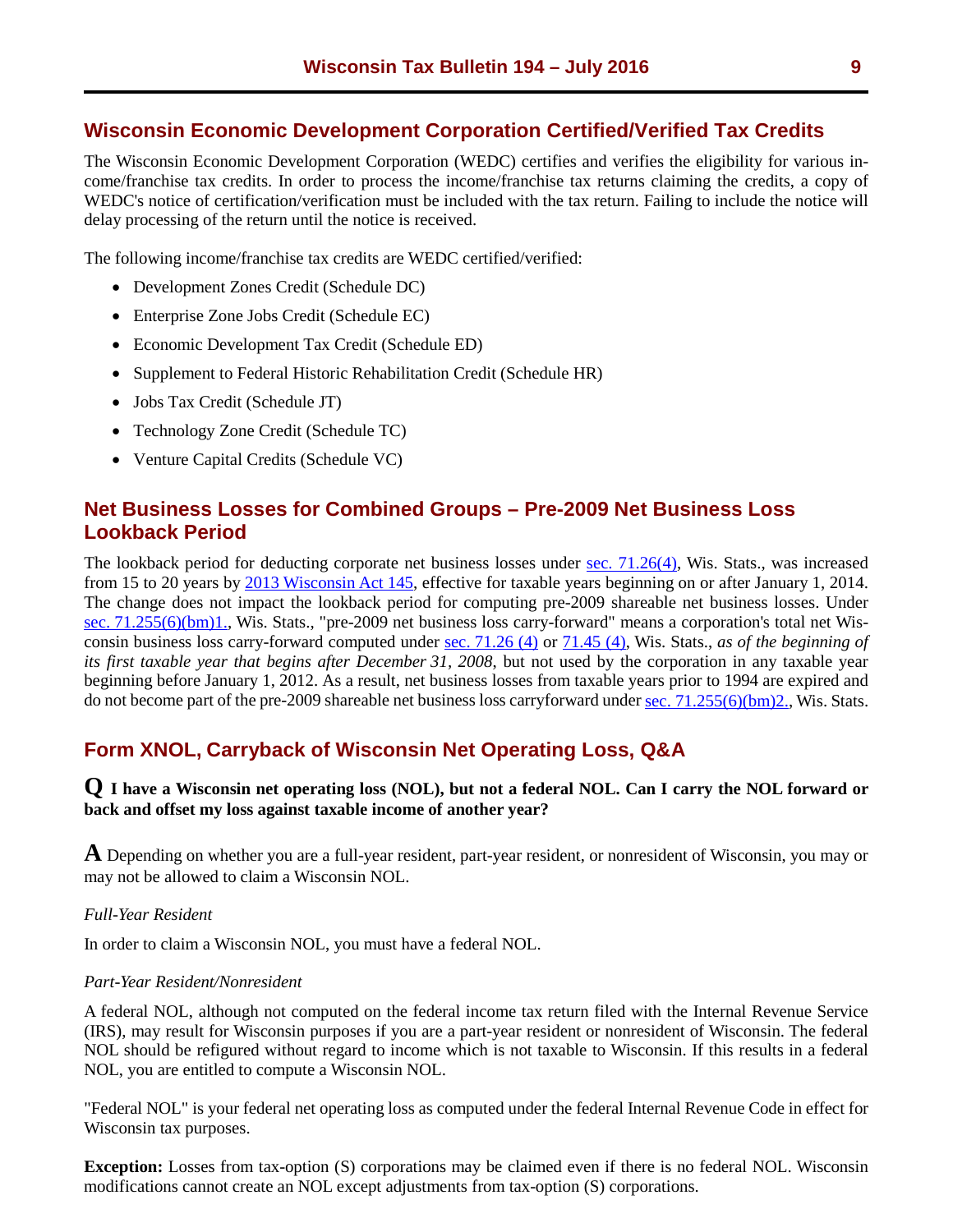## Wisconsin Economic Development Corporation Certified/Verified Tax Credits

The Wisconsin Economic Development Corporation (WEDC) certifies and verifies the eligibility for various income/franchise tax credits. In order to process the income/franchise tax returns claiming the credits, a copy of WEDC's notice of certification/verification must be included with the tax return. Failing to include the notice will delay processing of the return until the notice is received.

The following income/franchise tax credits are WEDC certified/verified:

- Development Zones Credit (Schedule DC)
- Enterprise Zone Jobs Credit (Schedule EC)
- Economic Development Tax Credit (Schedule ED)
- Supplement to Federal Historic Rehabilitation Credit (Schedule HR)
- Jobs Tax Credit (Schedule JT)
- Technology Zone Credit (Schedule TC)
- Venture Capital Credits (Schedule VC)

## Net Business Losses for Combined Groups – Pre-2009 Net Business Loss Lookback Period

The lookback period for deducting corporate net business losses under sec. 71.26(4), Wis. Stats., was increased from 15 to 20 years by 2013 Wisconsin Act 145, effective for taxable years beginning on or after January 1, 2014. The change does not impact the lookback period for computing pre-2009 shareable net business losses. Under sec. 71.255(6)(bm)1., Wis. Stats., "pre-2009 net business loss carry-forward" means a corporation's total net Wisconsin business loss carry-forward computed under sec. 71.26 (4) or 71.45 (4), Wis. Stats., *as of the beginning of its first taxable year that begins after December 31, 2008*, but not used by the corporation in any taxable year beginning before January 1, 2012. As a result, net business losses from taxable years prior to 1994 are expired and do not become part of the pre-2009 shareable net business loss carryforward under sec. 71.255(6)(bm)2., Wis. Stats.

## Form XNOL, Carryback of Wisconsin Net Operating Loss, Q&A

**Q I have a Wisconsin net operating loss (NOL), but not a federal NOL. Can I carry the NOL forward or back and offset my loss against taxable income of another year?**

**A** Depending on whether you are a full-year resident, part-year resident, or nonresident of Wisconsin, you may or may not be allowed to claim a Wisconsin NOL.

*Full-Year Resident*

In order to claim a Wisconsin NOL, you must have a federal NOL.

*Part-Year Resident/Nonresident*

A federal NOL, although not computed on the federal income tax return filed with the Internal Revenue Service (IRS), may result for Wisconsin purposes if you are a part-year resident or nonresident of Wisconsin. The federal NOL should be refigured without regard to income which is not taxable to Wisconsin. If this results in a federal NOL, you are entitled to compute a Wisconsin NOL.

"Federal NOL" is your federal net operating loss as computed under the federal Internal Revenue Code in effect for Wisconsin tax purposes.

**Exception:** Losses from tax-option (S) corporations may be claimed even if there is no federal NOL. Wisconsin modifications cannot create an NOL except adjustments from tax-option (S) corporations.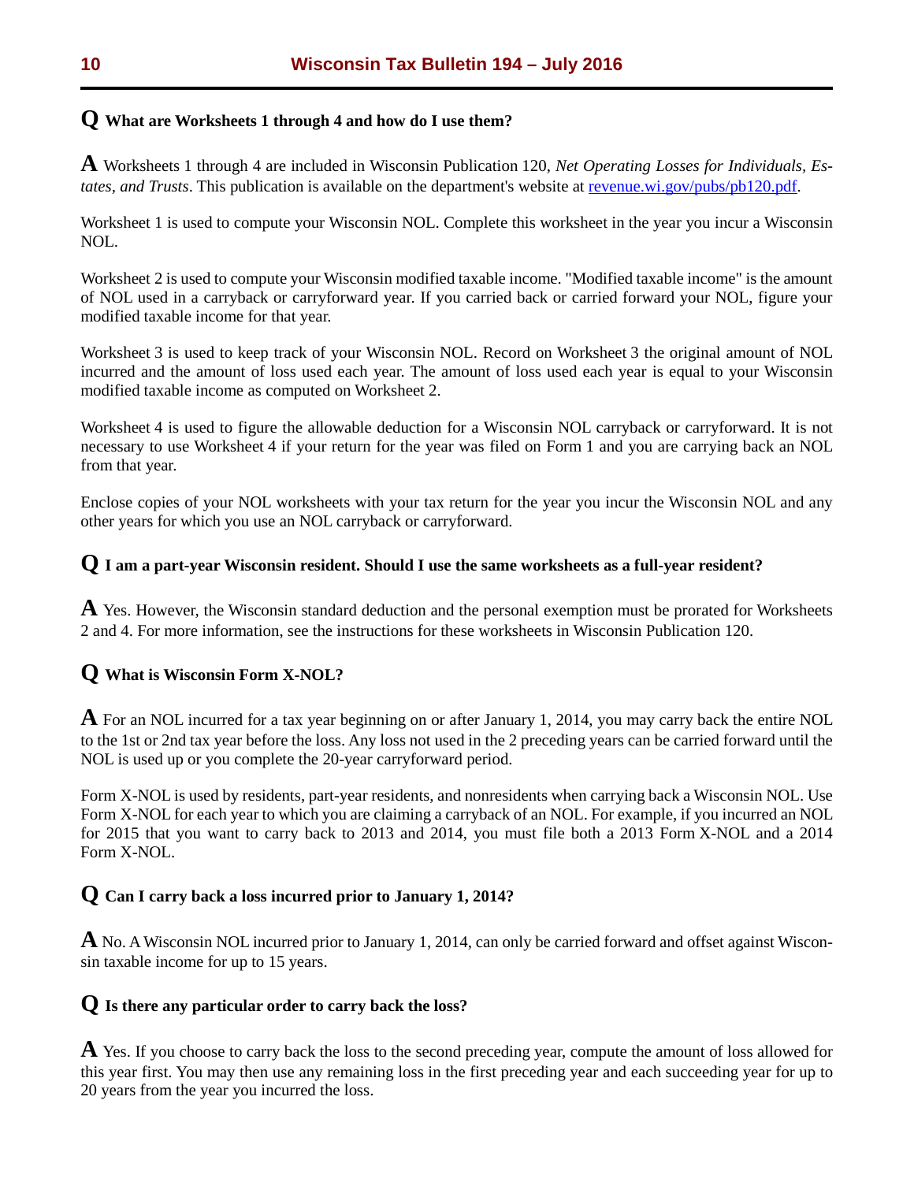**Q What are Worksheets 1 through 4 and how do I use them?**

**A** Worksheets 1 through 4 are included in Wisconsin Publication 120, *Net Operating Losses for Individuals, Estates, and Trusts*. This publication is available on the department's website at [revenue.wi.gov/pubs/pb120.pdf](revenue.wi.gov/pubs/pb120.pdf).

Worksheet 1 is used to compute your Wisconsin NOL. Complete this worksheet in the year you incur a Wisconsin NOL.

Worksheet 2 is used to compute your Wisconsin modified taxable income. "Modified taxable income" is the amount of NOL used in a carryback or carryforward year. If you carried back or carried forward your NOL, figure your modified taxable income for that year.

Worksheet 3 is used to keep track of your Wisconsin NOL. Record on Worksheet 3 the original amount of NOL incurred and the amount of loss used each year. The amount of loss used each year is equal to your Wisconsin modified taxable income as computed on Worksheet 2.

Worksheet 4 is used to figure the allowable deduction for a Wisconsin NOL carryback or carryforward. It is not necessary to use Worksheet 4 if your return for the year was filed on Form 1 and you are carrying back an NOL from that year.

Enclose copies of your NOL worksheets with your tax return for the year you incur the Wisconsin NOL and any other years for which you use an NOL carryback or carryforward.

**Q I am a part-year Wisconsin resident. Should I use the same worksheets as a full-year resident?**

**A** Yes. However, the Wisconsin standard deduction and the personal exemption must be prorated for Worksheets 2 and 4. For more information, see the instructions for these worksheets in Wisconsin Publication 120.

**Q What is Wisconsin Form X-NOL?**

**A** For an NOL incurred for a tax year beginning on or after January 1, 2014, you may carry back the entire NOL to the 1st or 2nd tax year before the loss. Any loss not used in the 2 preceding years can be carried forward until the NOL is used up or you complete the 20-year carryforward period.

Form X-NOL is used by residents, part-year residents, and nonresidents when carrying back a Wisconsin NOL. Use Form X-NOL for each year to which you are claiming a carryback of an NOL. For example, if you incurred an NOL for 2015 that you want to carry back to 2013 and 2014, you must file both a 2013 Form X-NOL and a 2014 Form X-NOL.

**Q Can I carry back a loss incurred prior to January 1, 2014?**

**A** No. A Wisconsin NOL incurred prior to January 1, 2014, can only be carried forward and offset against Wisconsin taxable income for up to 15 years.

**Q Is there any particular order to carry back the loss?**

**A** Yes. If you choose to carry back the loss to the second preceding year, compute the amount of loss allowed for this year first. You may then use any remaining loss in the first preceding year and each succeeding year for up to 20 years from the year you incurred the loss.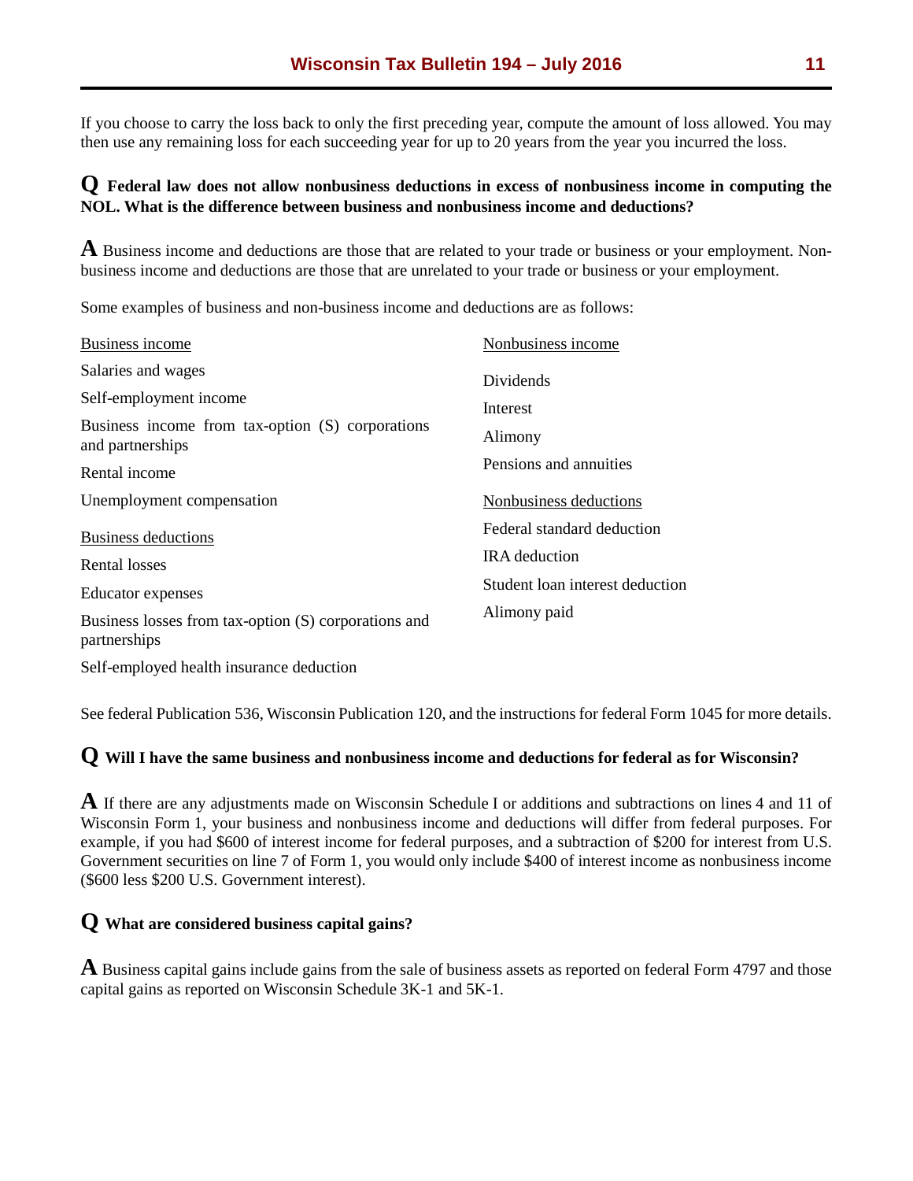If you choose to carry the loss back to only the first preceding year, compute the amount of loss allowed. You may then use any remaining loss for each succeeding year for up to 20 years from the year you incurred the loss.

**Q Federal law does not allow nonbusiness deductions in excess of nonbusiness income in computing the NOL. What is the difference between business and nonbusiness income and deductions?**

**A** Business income and deductions are those that are related to your trade or business or your employment. Nonbusiness income and deductions are those that are unrelated to your trade or business or your employment.

Some examples of business and non-business income and deductions are as follows:

Business income

- Salaries and wages
- Self-employment income
- Business income from tax-option (S) corporations and partnerships
- Rental income
- Unemployment compensation

Business deductions

- Rental losses
- Educator expenses
- Business losses from tax-option (S) corporations and partnerships
- Self-employed health insurance deduction

Nonbusiness income

- Dividends
- Interest
- Alimony
- Pensions and annuities

Nonbusiness deductions

- Federal standard deduction
- IRA deduction
- Student loan interest deduction
- Alimony paid

See federal Publication 536, Wisconsin Publication 120, and the instructions for federal Form 1045 for more details.

**Q Will I have the same business and nonbusiness income and deductions for federal as for Wisconsin?**

**A** If there are any adjustments made on Wisconsin Schedule I or additions and subtractions on lines 4 and 11 of Wisconsin Form 1, your business and nonbusiness income and deductions will differ from federal purposes. For example, if you had $600 of interest income for federal purposes, and a subtraction of $200 for interest from U.S. Government securities on line 7 of Form 1, you would only include $400 of interest income as nonbusiness income ($600 less $200 U.S. Government interest).

**Q What are considered business capital gains?**

**A** Business capital gains include gains from the sale of business assets as reported on federal Form 4797 and those capital gains as reported on Wisconsin Schedule 3K-1 and 5K-1.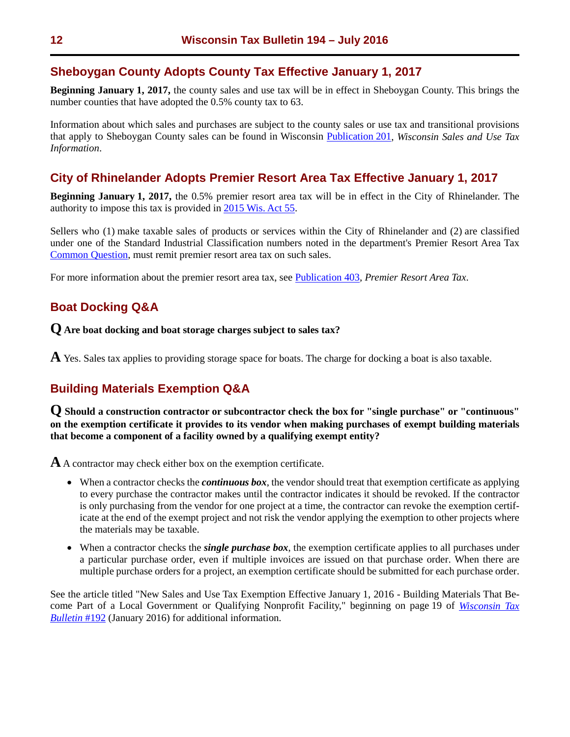## Sheboygan County Adopts County Tax Effective January 1, 2017

**Beginning January 1, 2017,** the county sales and use tax will be in effect in Sheboygan County. This brings the number counties that have adopted the 0.5% county tax to 63.

Information about which sales and purchases are subject to the county sales or use tax and transitional provisions that apply to Sheboygan County sales can be found in Wisconsin Publication 201, *Wisconsin Sales and Use Tax Information*.

## City of Rhinelander Adopts Premier Resort Area Tax Effective January 1, 2017

**Beginning January 1, 2017,** the 0.5% premier resort area tax will be in effect in the City of Rhinelander. The authority to impose this tax is provided in 2015 Wis. Act 55.

Sellers who (1) make taxable sales of products or services within the City of Rhinelander and (2) are classified under one of the Standard Industrial Classification numbers noted in the department's Premier Resort Area Tax Common Question, must remit premier resort area tax on such sales.

For more information about the premier resort area tax, see Publication 403, *Premier Resort Area Tax*.

## Boat Docking Q&A

**Q Are boat docking and boat storage charges subject to sales tax?**

**A** Yes. Sales tax applies to providing storage space for boats. The charge for docking a boat is also taxable.

## Building Materials Exemption Q&A

**Q Should a construction contractor or subcontractor check the box for "single purchase" or "continuous" on the exemption certificate it provides to its vendor when making purchases of exempt building materials that become a component of a facility owned by a qualifying exempt entity?**

**A** A contractor may check either box on the exemption certificate.

- When a contractor checks the ***continuous box***, the vendor should treat that exemption certificate as applying to every purchase the contractor makes until the contractor indicates it should be revoked. If the contractor is only purchasing from the vendor for one project at a time, the contractor can revoke the exemption certificate at the end of the exempt project and not risk the vendor applying the exemption to other projects where the materials may be taxable.
- When a contractor checks the ***single purchase box***, the exemption certificate applies to all purchases under a particular purchase order, even if multiple invoices are issued on that purchase order. When there are multiple purchase orders for a project, an exemption certificate should be submitted for each purchase order.

See the article titled "New Sales and Use Tax Exemption Effective January 1, 2016 - Building Materials That Become Part of a Local Government or Qualifying Nonprofit Facility," beginning on page 19 of *Wisconsin Tax Bulletin* #192 (January 2016) for additional information.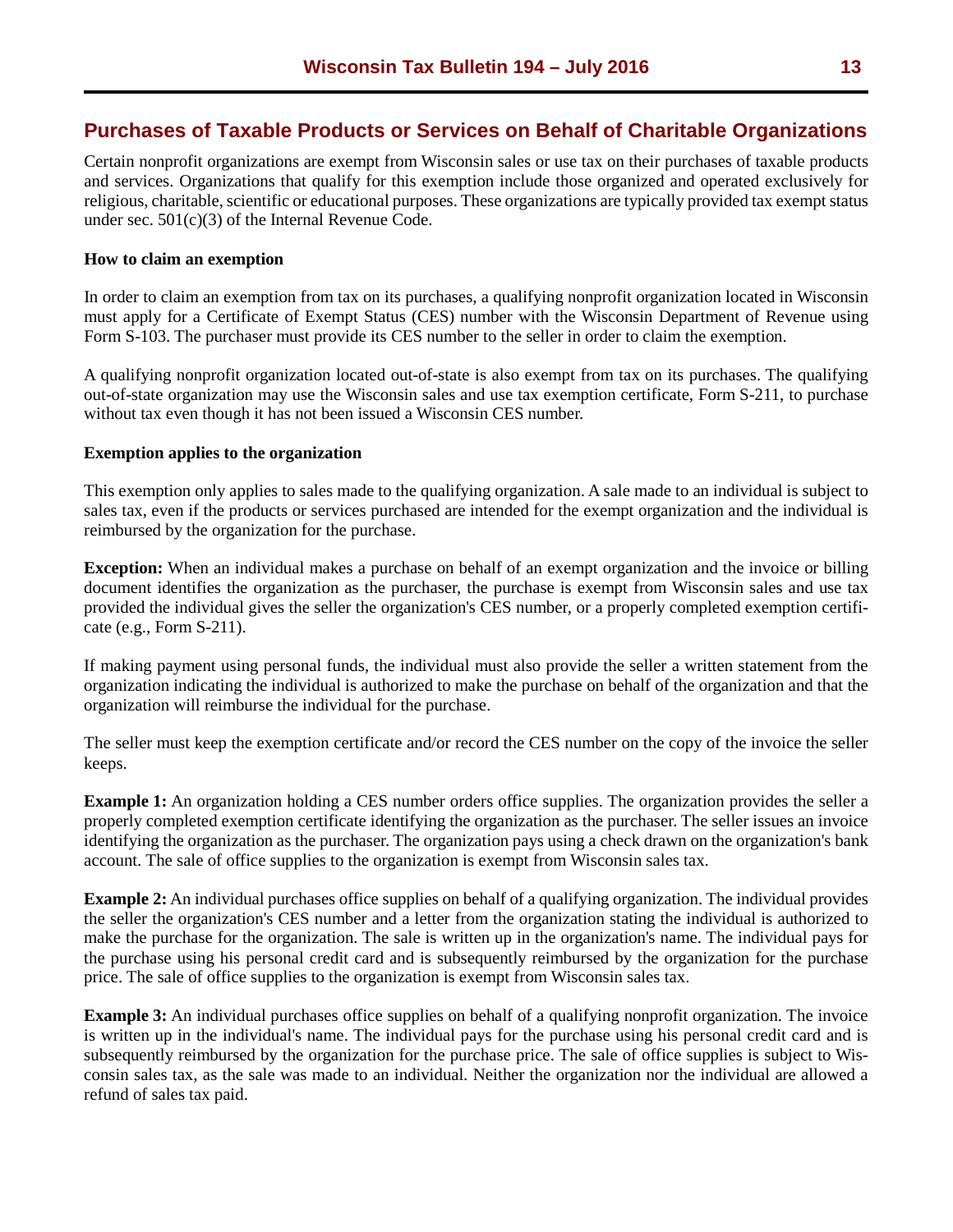## Purchases of Taxable Products or Services on Behalf of Charitable Organizations

Certain nonprofit organizations are exempt from Wisconsin sales or use tax on their purchases of taxable products and services. Organizations that qualify for this exemption include those organized and operated exclusively for religious, charitable, scientific or educational purposes. These organizations are typically provided tax exempt status under sec. 501(c)(3) of the Internal Revenue Code.

**How to claim an exemption**

In order to claim an exemption from tax on its purchases, a qualifying nonprofit organization located in Wisconsin must apply for a Certificate of Exempt Status (CES) number with the Wisconsin Department of Revenue using Form S-103. The purchaser must provide its CES number to the seller in order to claim the exemption.

A qualifying nonprofit organization located out-of-state is also exempt from tax on its purchases. The qualifying out-of-state organization may use the Wisconsin sales and use tax exemption certificate, Form S-211, to purchase without tax even though it has not been issued a Wisconsin CES number.

**Exemption applies to the organization**

This exemption only applies to sales made to the qualifying organization. A sale made to an individual is subject to sales tax, even if the products or services purchased are intended for the exempt organization and the individual is reimbursed by the organization for the purchase.

**Exception:** When an individual makes a purchase on behalf of an exempt organization and the invoice or billing document identifies the organization as the purchaser, the purchase is exempt from Wisconsin sales and use tax provided the individual gives the seller the organization's CES number, or a properly completed exemption certificate (e.g., Form S-211).

If making payment using personal funds, the individual must also provide the seller a written statement from the organization indicating the individual is authorized to make the purchase on behalf of the organization and that the organization will reimburse the individual for the purchase.

The seller must keep the exemption certificate and/or record the CES number on the copy of the invoice the seller keeps.

**Example 1:** An organization holding a CES number orders office supplies. The organization provides the seller a properly completed exemption certificate identifying the organization as the purchaser. The seller issues an invoice identifying the organization as the purchaser. The organization pays using a check drawn on the organization's bank account. The sale of office supplies to the organization is exempt from Wisconsin sales tax.

**Example 2:** An individual purchases office supplies on behalf of a qualifying organization. The individual provides the seller the organization's CES number and a letter from the organization stating the individual is authorized to make the purchase for the organization. The sale is written up in the organization's name. The individual pays for the purchase using his personal credit card and is subsequently reimbursed by the organization for the purchase price. The sale of office supplies to the organization is exempt from Wisconsin sales tax.

**Example 3:** An individual purchases office supplies on behalf of a qualifying nonprofit organization. The invoice is written up in the individual's name. The individual pays for the purchase using his personal credit card and is subsequently reimbursed by the organization for the purchase price. The sale of office supplies is subject to Wisconsin sales tax, as the sale was made to an individual. Neither the organization nor the individual are allowed a refund of sales tax paid.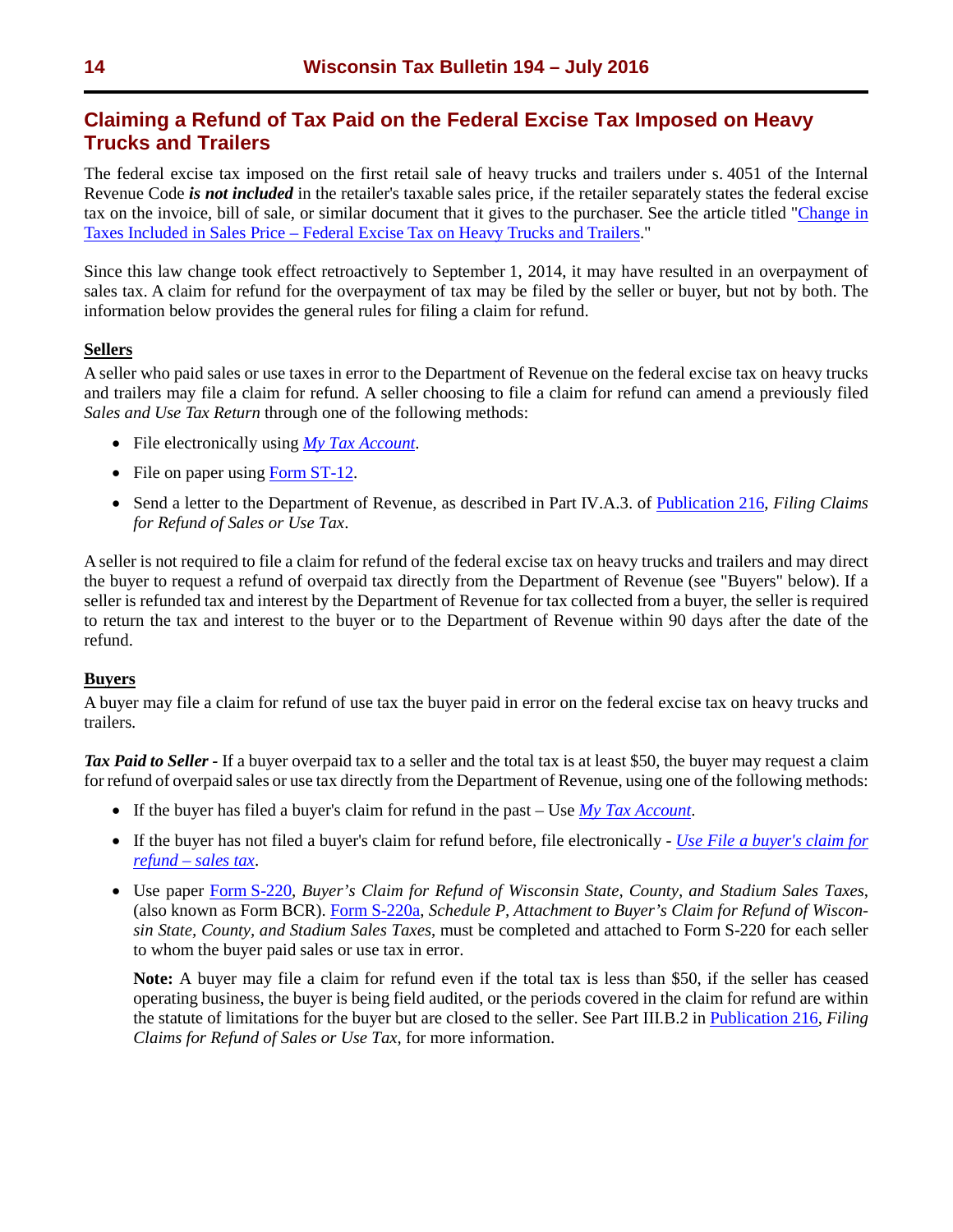## Claiming a Refund of Tax Paid on the Federal Excise Tax Imposed on Heavy Trucks and Trailers

The federal excise tax imposed on the first retail sale of heavy trucks and trailers under s. 4051 of the Internal Revenue Code ***is not included*** in the retailer's taxable sales price, if the retailer separately states the federal excise tax on the invoice, bill of sale, or similar document that it gives to the purchaser. See the article titled "Change in Taxes Included in Sales Price – Federal Excise Tax on Heavy Trucks and Trailers."

Since this law change took effect retroactively to September 1, 2014, it may have resulted in an overpayment of sales tax. A claim for refund for the overpayment of tax may be filed by the seller or buyer, but not by both. The information below provides the general rules for filing a claim for refund.

### Sellers

A seller who paid sales or use taxes in error to the Department of Revenue on the federal excise tax on heavy trucks and trailers may file a claim for refund. A seller choosing to file a claim for refund can amend a previously filed *Sales and Use Tax Return* through one of the following methods:

- File electronically using *My Tax Account*.
- File on paper using Form ST-12.
- Send a letter to the Department of Revenue, as described in Part IV.A.3. of Publication 216, *Filing Claims for Refund of Sales or Use Tax*.

A seller is not required to file a claim for refund of the federal excise tax on heavy trucks and trailers and may direct the buyer to request a refund of overpaid tax directly from the Department of Revenue (see "Buyers" below). If a seller is refunded tax and interest by the Department of Revenue for tax collected from a buyer, the seller is required to return the tax and interest to the buyer or to the Department of Revenue within 90 days after the date of the refund.

### Buyers

A buyer may file a claim for refund of use tax the buyer paid in error on the federal excise tax on heavy trucks and trailers.

***Tax Paid to Seller -*** If a buyer overpaid tax to a seller and the total tax is at least $50, the buyer may request a claim for refund of overpaid sales or use tax directly from the Department of Revenue, using one of the following methods:

- If the buyer has filed a buyer's claim for refund in the past – Use *My Tax Account*.
- If the buyer has not filed a buyer's claim for refund before, file electronically - *Use File a buyer's claim for refund – sales tax*.
- Use paper Form S-220, *Buyer's Claim for Refund of Wisconsin State, County, and Stadium Sales Taxes*, (also known as Form BCR). Form S-220a, *Schedule P, Attachment to Buyer's Claim for Refund of Wisconsin State, County, and Stadium Sales Taxes*, must be completed and attached to Form S-220 for each seller to whom the buyer paid sales or use tax in error.

  **Note:** A buyer may file a claim for refund even if the total tax is less than $50, if the seller has ceased operating business, the buyer is being field audited, or the periods covered in the claim for refund are within the statute of limitations for the buyer but are closed to the seller. See Part III.B.2 in Publication 216, *Filing Claims for Refund of Sales or Use Tax*, for more information.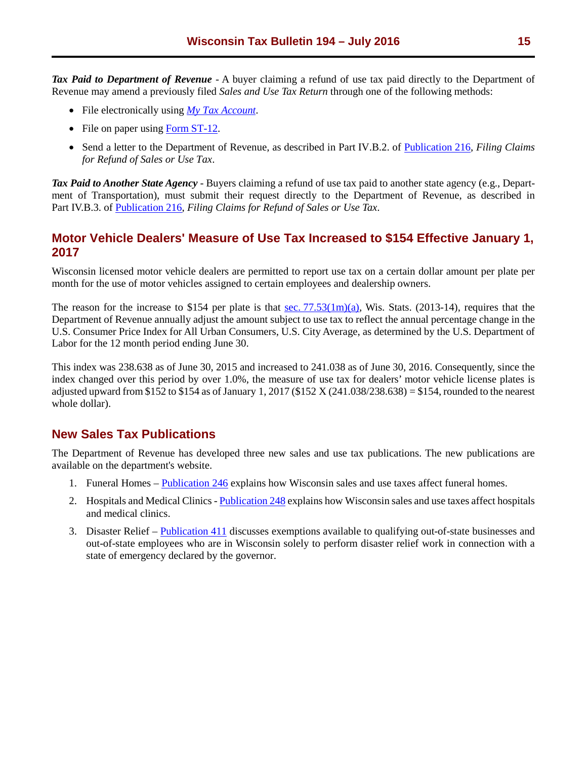***Tax Paid to Department of Revenue*** - A buyer claiming a refund of use tax paid directly to the Department of Revenue may amend a previously filed *Sales and Use Tax Return* through one of the following methods:

- File electronically using *My Tax Account*.
- File on paper using Form ST-12.
- Send a letter to the Department of Revenue, as described in Part IV.B.2. of Publication 216, *Filing Claims for Refund of Sales or Use Tax*.

***Tax Paid to Another State Agency*** - Buyers claiming a refund of use tax paid to another state agency (e.g., Department of Transportation), must submit their request directly to the Department of Revenue, as described in Part IV.B.3. of Publication 216, *Filing Claims for Refund of Sales or Use Tax*.

## Motor Vehicle Dealers' Measure of Use Tax Increased to $154 Effective January 1, 2017

Wisconsin licensed motor vehicle dealers are permitted to report use tax on a certain dollar amount per plate per month for the use of motor vehicles assigned to certain employees and dealership owners.

The reason for the increase to $154 per plate is that sec. 77.53(1m)(a), Wis. Stats. (2013-14), requires that the Department of Revenue annually adjust the amount subject to use tax to reflect the annual percentage change in the U.S. Consumer Price Index for All Urban Consumers, U.S. City Average, as determined by the U.S. Department of Labor for the 12 month period ending June 30.

This index was 238.638 as of June 30, 2015 and increased to 241.038 as of June 30, 2016. Consequently, since the index changed over this period by over 1.0%, the measure of use tax for dealers' motor vehicle license plates is adjusted upward from $152 to $154 as of January 1, 2017 ($152 X (241.038/238.638) = $154, rounded to the nearest whole dollar).

## New Sales Tax Publications

The Department of Revenue has developed three new sales and use tax publications. The new publications are available on the department's website.

1. Funeral Homes – Publication 246 explains how Wisconsin sales and use taxes affect funeral homes.
2. Hospitals and Medical Clinics - Publication 248 explains how Wisconsin sales and use taxes affect hospitals and medical clinics.
3. Disaster Relief – Publication 411 discusses exemptions available to qualifying out-of-state businesses and out-of-state employees who are in Wisconsin solely to perform disaster relief work in connection with a state of emergency declared by the governor.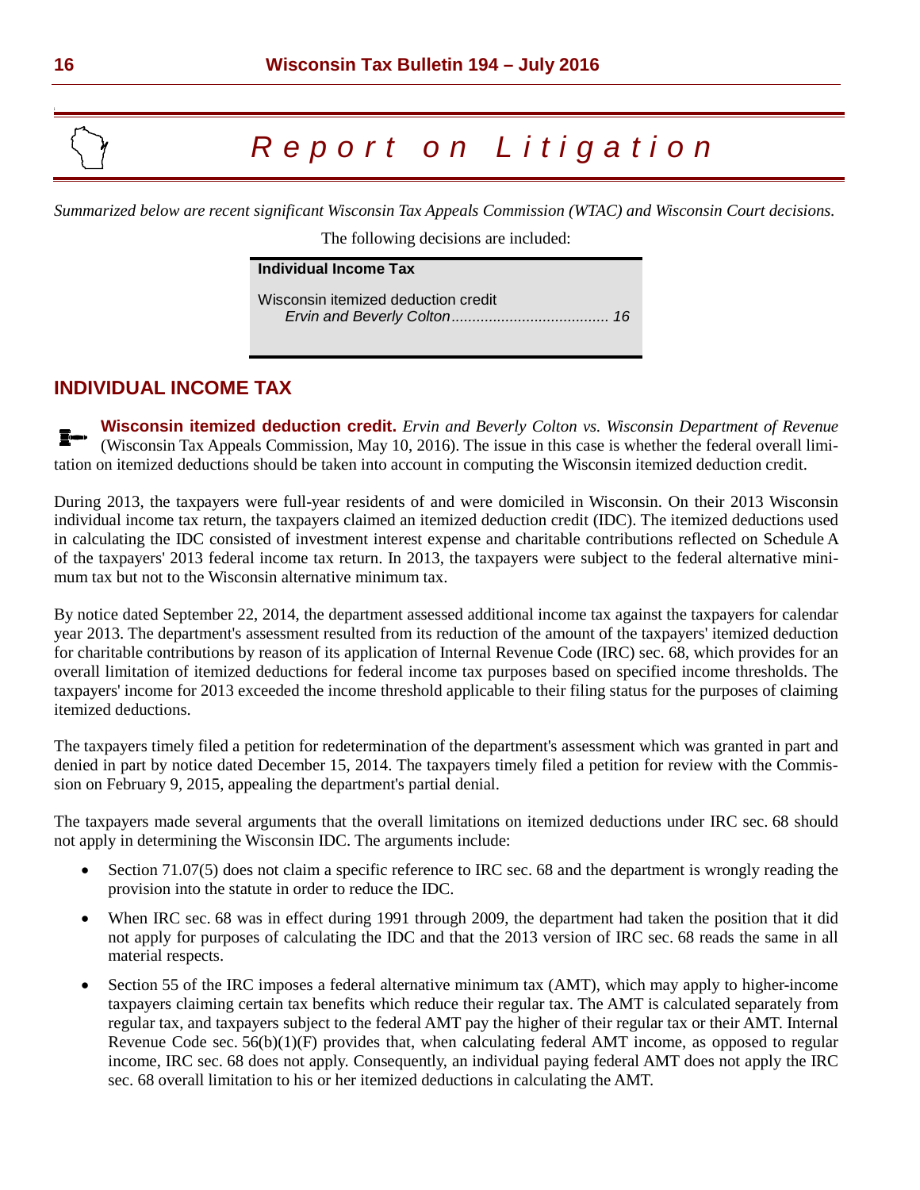# Report on Litigation

*Summarized below are recent significant Wisconsin Tax Appeals Commission (WTAC) and Wisconsin Court decisions.*

The following decisions are included:

**Individual Income Tax**

Wisconsin itemized deduction credit
*Ervin and Beverly Colton* ..................................... 16

## INDIVIDUAL INCOME TAX

**Wisconsin itemized deduction credit.** *Ervin and Beverly Colton vs. Wisconsin Department of Revenue* (Wisconsin Tax Appeals Commission, May 10, 2016). The issue in this case is whether the federal overall limitation on itemized deductions should be taken into account in computing the Wisconsin itemized deduction credit.

During 2013, the taxpayers were full-year residents of and were domiciled in Wisconsin. On their 2013 Wisconsin individual income tax return, the taxpayers claimed an itemized deduction credit (IDC). The itemized deductions used in calculating the IDC consisted of investment interest expense and charitable contributions reflected on Schedule A of the taxpayers' 2013 federal income tax return. In 2013, the taxpayers were subject to the federal alternative minimum tax but not to the Wisconsin alternative minimum tax.

By notice dated September 22, 2014, the department assessed additional income tax against the taxpayers for calendar year 2013. The department's assessment resulted from its reduction of the amount of the taxpayers' itemized deduction for charitable contributions by reason of its application of Internal Revenue Code (IRC) sec. 68, which provides for an overall limitation of itemized deductions for federal income tax purposes based on specified income thresholds. The taxpayers' income for 2013 exceeded the income threshold applicable to their filing status for the purposes of claiming itemized deductions.

The taxpayers timely filed a petition for redetermination of the department's assessment which was granted in part and denied in part by notice dated December 15, 2014. The taxpayers timely filed a petition for review with the Commission on February 9, 2015, appealing the department's partial denial.

The taxpayers made several arguments that the overall limitations on itemized deductions under IRC sec. 68 should not apply in determining the Wisconsin IDC. The arguments include:

- Section 71.07(5) does not claim a specific reference to IRC sec. 68 and the department is wrongly reading the provision into the statute in order to reduce the IDC.
- When IRC sec. 68 was in effect during 1991 through 2009, the department had taken the position that it did not apply for purposes of calculating the IDC and that the 2013 version of IRC sec. 68 reads the same in all material respects.
- Section 55 of the IRC imposes a federal alternative minimum tax (AMT), which may apply to higher-income taxpayers claiming certain tax benefits which reduce their regular tax. The AMT is calculated separately from regular tax, and taxpayers subject to the federal AMT pay the higher of their regular tax or their AMT. Internal Revenue Code sec. 56(b)(1)(F) provides that, when calculating federal AMT income, as opposed to regular income, IRC sec. 68 does not apply. Consequently, an individual paying federal AMT does not apply the IRC sec. 68 overall limitation to his or her itemized deductions in calculating the AMT.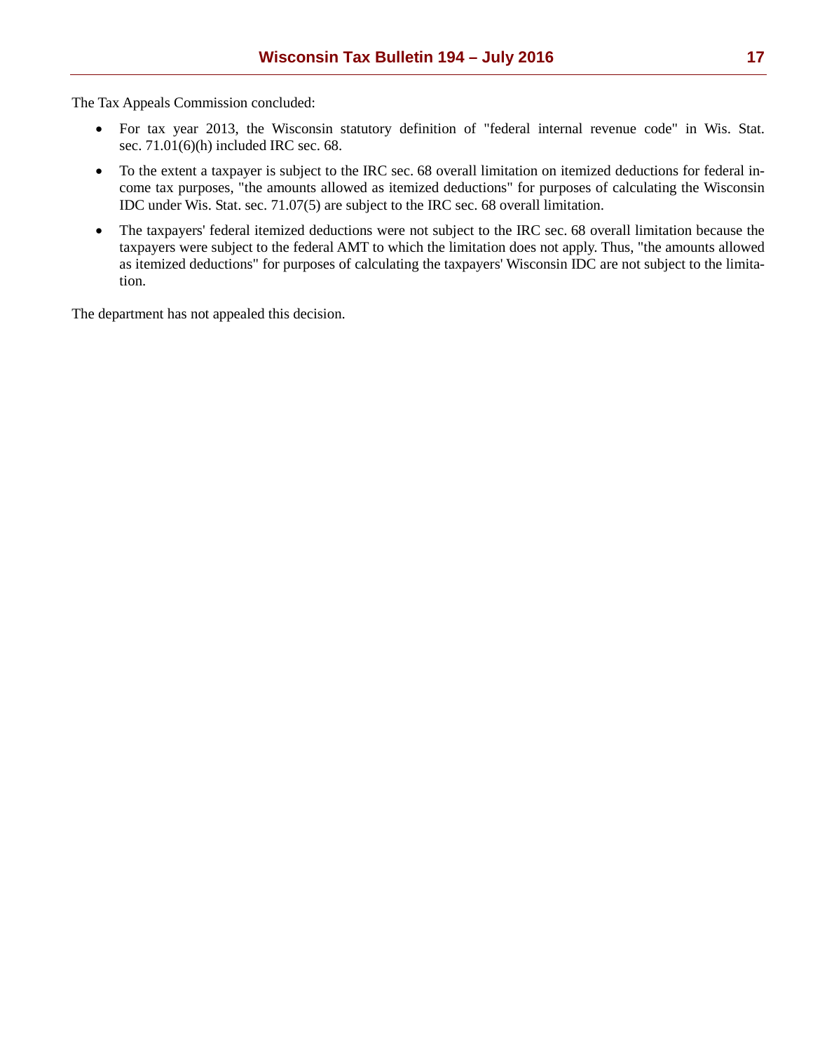The Tax Appeals Commission concluded:

- For tax year 2013, the Wisconsin statutory definition of "federal internal revenue code" in Wis. Stat. sec. 71.01(6)(h) included IRC sec. 68.
- To the extent a taxpayer is subject to the IRC sec. 68 overall limitation on itemized deductions for federal income tax purposes, "the amounts allowed as itemized deductions" for purposes of calculating the Wisconsin IDC under Wis. Stat. sec. 71.07(5) are subject to the IRC sec. 68 overall limitation.
- The taxpayers' federal itemized deductions were not subject to the IRC sec. 68 overall limitation because the taxpayers were subject to the federal AMT to which the limitation does not apply. Thus, "the amounts allowed as itemized deductions" for purposes of calculating the taxpayers' Wisconsin IDC are not subject to the limitation.

The department has not appealed this decision.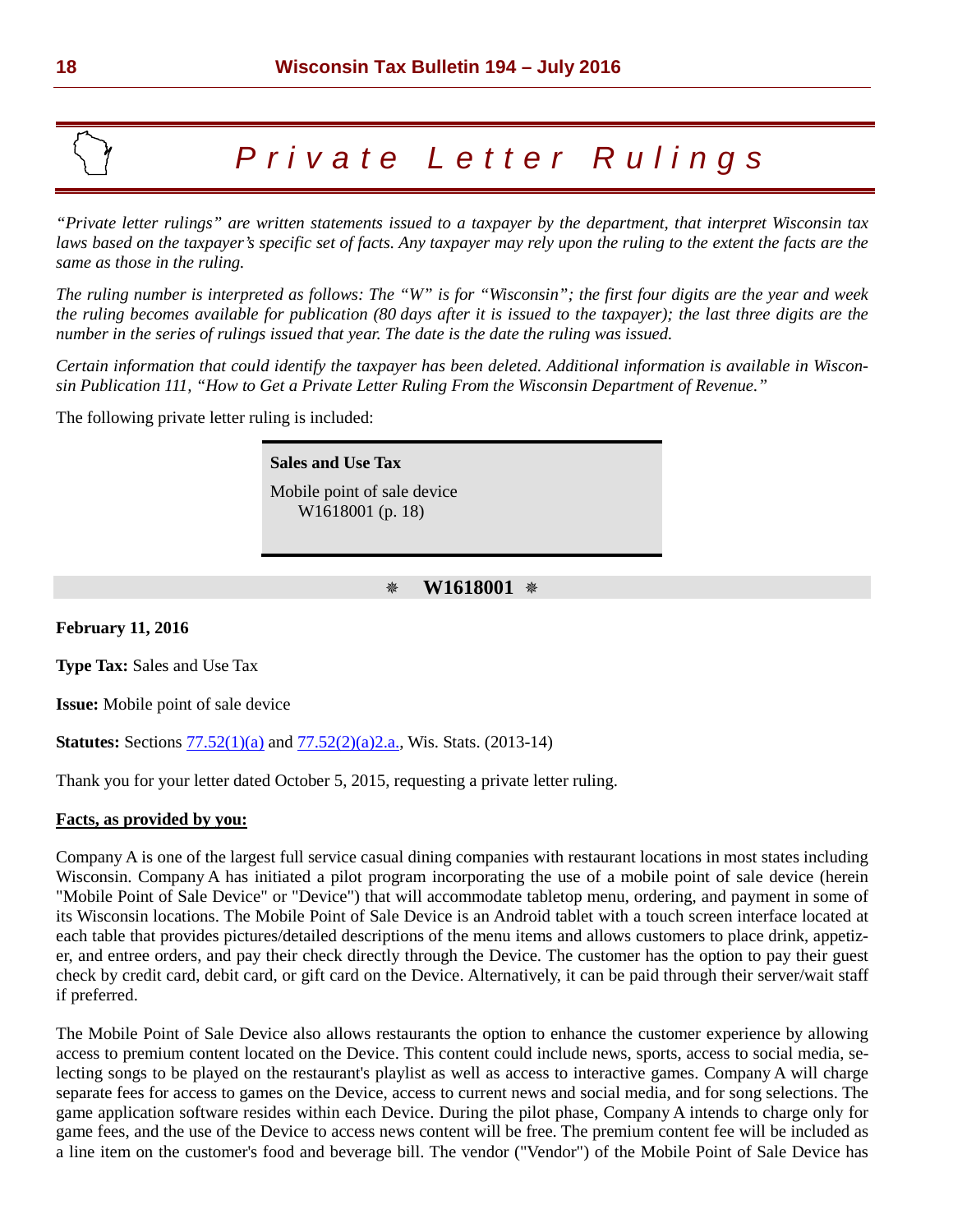# Private Letter Rulings

*"Private letter rulings" are written statements issued to a taxpayer by the department, that interpret Wisconsin tax laws based on the taxpayer's specific set of facts. Any taxpayer may rely upon the ruling to the extent the facts are the same as those in the ruling.*

*The ruling number is interpreted as follows: The "W" is for "Wisconsin"; the first four digits are the year and week the ruling becomes available for publication (80 days after it is issued to the taxpayer); the last three digits are the number in the series of rulings issued that year. The date is the date the ruling was issued.*

*Certain information that could identify the taxpayer has been deleted. Additional information is available in Wisconsin Publication 111, "How to Get a Private Letter Ruling From the Wisconsin Department of Revenue."*

The following private letter ruling is included:

**Sales and Use Tax**

Mobile point of sale device
W1618001 (p. 18)

## ❋ W1618001 ❋

**February 11, 2016**

**Type Tax:** Sales and Use Tax

**Issue:** Mobile point of sale device

**Statutes:** Sections 77.52(1)(a) and 77.52(2)(a)2.a., Wis. Stats. (2013-14)

Thank you for your letter dated October 5, 2015, requesting a private letter ruling.

**Facts, as provided by you:**

Company A is one of the largest full service casual dining companies with restaurant locations in most states including Wisconsin. Company A has initiated a pilot program incorporating the use of a mobile point of sale device (herein "Mobile Point of Sale Device" or "Device") that will accommodate tabletop menu, ordering, and payment in some of its Wisconsin locations. The Mobile Point of Sale Device is an Android tablet with a touch screen interface located at each table that provides pictures/detailed descriptions of the menu items and allows customers to place drink, appetizer, and entree orders, and pay their check directly through the Device. The customer has the option to pay their guest check by credit card, debit card, or gift card on the Device. Alternatively, it can be paid through their server/wait staff if preferred.

The Mobile Point of Sale Device also allows restaurants the option to enhance the customer experience by allowing access to premium content located on the Device. This content could include news, sports, access to social media, selecting songs to be played on the restaurant's playlist as well as access to interactive games. Company A will charge separate fees for access to games on the Device, access to current news and social media, and for song selections. The game application software resides within each Device. During the pilot phase, Company A intends to charge only for game fees, and the use of the Device to access news content will be free. The premium content fee will be included as a line item on the customer's food and beverage bill. The vendor ("Vendor") of the Mobile Point of Sale Device has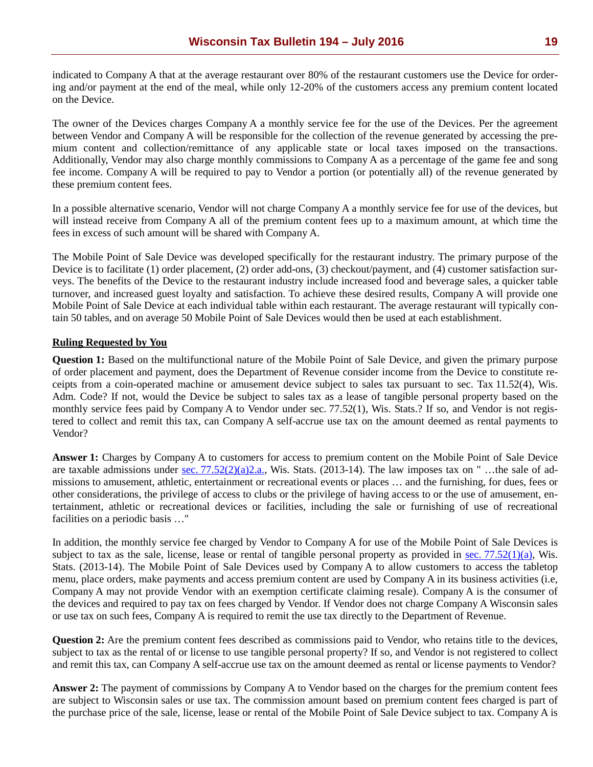indicated to Company A that at the average restaurant over 80% of the restaurant customers use the Device for ordering and/or payment at the end of the meal, while only 12-20% of the customers access any premium content located on the Device.

The owner of the Devices charges Company A a monthly service fee for the use of the Devices. Per the agreement between Vendor and Company A will be responsible for the collection of the revenue generated by accessing the premium content and collection/remittance of any applicable state or local taxes imposed on the transactions. Additionally, Vendor may also charge monthly commissions to Company A as a percentage of the game fee and song fee income. Company A will be required to pay to Vendor a portion (or potentially all) of the revenue generated by these premium content fees.

In a possible alternative scenario, Vendor will not charge Company A a monthly service fee for use of the devices, but will instead receive from Company A all of the premium content fees up to a maximum amount, at which time the fees in excess of such amount will be shared with Company A.

The Mobile Point of Sale Device was developed specifically for the restaurant industry. The primary purpose of the Device is to facilitate (1) order placement, (2) order add-ons, (3) checkout/payment, and (4) customer satisfaction surveys. The benefits of the Device to the restaurant industry include increased food and beverage sales, a quicker table turnover, and increased guest loyalty and satisfaction. To achieve these desired results, Company A will provide one Mobile Point of Sale Device at each individual table within each restaurant. The average restaurant will typically contain 50 tables, and on average 50 Mobile Point of Sale Devices would then be used at each establishment.

**Ruling Requested by You**

**Question 1:** Based on the multifunctional nature of the Mobile Point of Sale Device, and given the primary purpose of order placement and payment, does the Department of Revenue consider income from the Device to constitute receipts from a coin-operated machine or amusement device subject to sales tax pursuant to sec. Tax 11.52(4), Wis. Adm. Code? If not, would the Device be subject to sales tax as a lease of tangible personal property based on the monthly service fees paid by Company A to Vendor under sec. 77.52(1), Wis. Stats.? If so, and Vendor is not registered to collect and remit this tax, can Company A self-accrue use tax on the amount deemed as rental payments to Vendor?

**Answer 1:** Charges by Company A to customers for access to premium content on the Mobile Point of Sale Device are taxable admissions under sec. 77.52(2)(a)2.a., Wis. Stats. (2013-14). The law imposes tax on " …the sale of admissions to amusement, athletic, entertainment or recreational events or places … and the furnishing, for dues, fees or other considerations, the privilege of access to clubs or the privilege of having access to or the use of amusement, entertainment, athletic or recreational devices or facilities, including the sale or furnishing of use of recreational facilities on a periodic basis …"

In addition, the monthly service fee charged by Vendor to Company A for use of the Mobile Point of Sale Devices is subject to tax as the sale, license, lease or rental of tangible personal property as provided in sec. 77.52(1)(a), Wis. Stats. (2013-14). The Mobile Point of Sale Devices used by Company A to allow customers to access the tabletop menu, place orders, make payments and access premium content are used by Company A in its business activities (i.e, Company A may not provide Vendor with an exemption certificate claiming resale). Company A is the consumer of the devices and required to pay tax on fees charged by Vendor. If Vendor does not charge Company A Wisconsin sales or use tax on such fees, Company A is required to remit the use tax directly to the Department of Revenue.

**Question 2:** Are the premium content fees described as commissions paid to Vendor, who retains title to the devices, subject to tax as the rental of or license to use tangible personal property? If so, and Vendor is not registered to collect and remit this tax, can Company A self-accrue use tax on the amount deemed as rental or license payments to Vendor?

**Answer 2:** The payment of commissions by Company A to Vendor based on the charges for the premium content fees are subject to Wisconsin sales or use tax. The commission amount based on premium content fees charged is part of the purchase price of the sale, license, lease or rental of the Mobile Point of Sale Device subject to tax. Company A is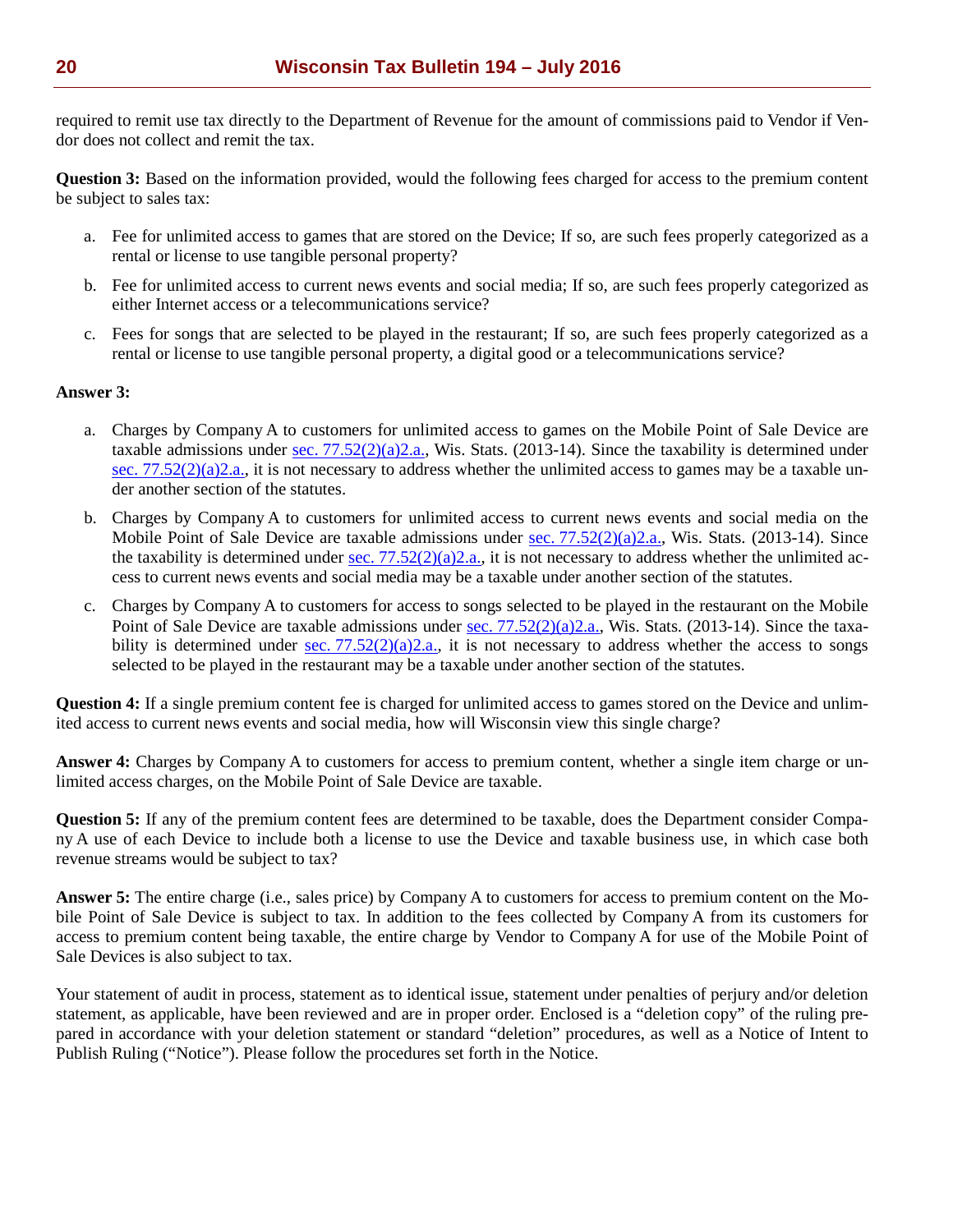required to remit use tax directly to the Department of Revenue for the amount of commissions paid to Vendor if Vendor does not collect and remit the tax.

**Question 3:** Based on the information provided, would the following fees charged for access to the premium content be subject to sales tax:

a. Fee for unlimited access to games that are stored on the Device; If so, are such fees properly categorized as a rental or license to use tangible personal property?

b. Fee for unlimited access to current news events and social media; If so, are such fees properly categorized as either Internet access or a telecommunications service?

c. Fees for songs that are selected to be played in the restaurant; If so, are such fees properly categorized as a rental or license to use tangible personal property, a digital good or a telecommunications service?

**Answer 3:**

a. Charges by Company A to customers for unlimited access to games on the Mobile Point of Sale Device are taxable admissions under sec. 77.52(2)(a)2.a., Wis. Stats. (2013-14). Since the taxability is determined under sec. 77.52(2)(a)2.a., it is not necessary to address whether the unlimited access to games may be a taxable under another section of the statutes.

b. Charges by Company A to customers for unlimited access to current news events and social media on the Mobile Point of Sale Device are taxable admissions under sec. 77.52(2)(a)2.a., Wis. Stats. (2013-14). Since the taxability is determined under sec. 77.52(2)(a)2.a., it is not necessary to address whether the unlimited access to current news events and social media may be a taxable under another section of the statutes.

c. Charges by Company A to customers for access to songs selected to be played in the restaurant on the Mobile Point of Sale Device are taxable admissions under sec. 77.52(2)(a)2.a., Wis. Stats. (2013-14). Since the taxability is determined under sec. 77.52(2)(a)2.a., it is not necessary to address whether the access to songs selected to be played in the restaurant may be a taxable under another section of the statutes.

**Question 4:** If a single premium content fee is charged for unlimited access to games stored on the Device and unlimited access to current news events and social media, how will Wisconsin view this single charge?

**Answer 4:** Charges by Company A to customers for access to premium content, whether a single item charge or unlimited access charges, on the Mobile Point of Sale Device are taxable.

**Question 5:** If any of the premium content fees are determined to be taxable, does the Department consider Company A use of each Device to include both a license to use the Device and taxable business use, in which case both revenue streams would be subject to tax?

**Answer 5:** The entire charge (i.e., sales price) by Company A to customers for access to premium content on the Mobile Point of Sale Device is subject to tax. In addition to the fees collected by Company A from its customers for access to premium content being taxable, the entire charge by Vendor to Company A for use of the Mobile Point of Sale Devices is also subject to tax.

Your statement of audit in process, statement as to identical issue, statement under penalties of perjury and/or deletion statement, as applicable, have been reviewed and are in proper order. Enclosed is a "deletion copy" of the ruling prepared in accordance with your deletion statement or standard "deletion" procedures, as well as a Notice of Intent to Publish Ruling ("Notice"). Please follow the procedures set forth in the Notice.